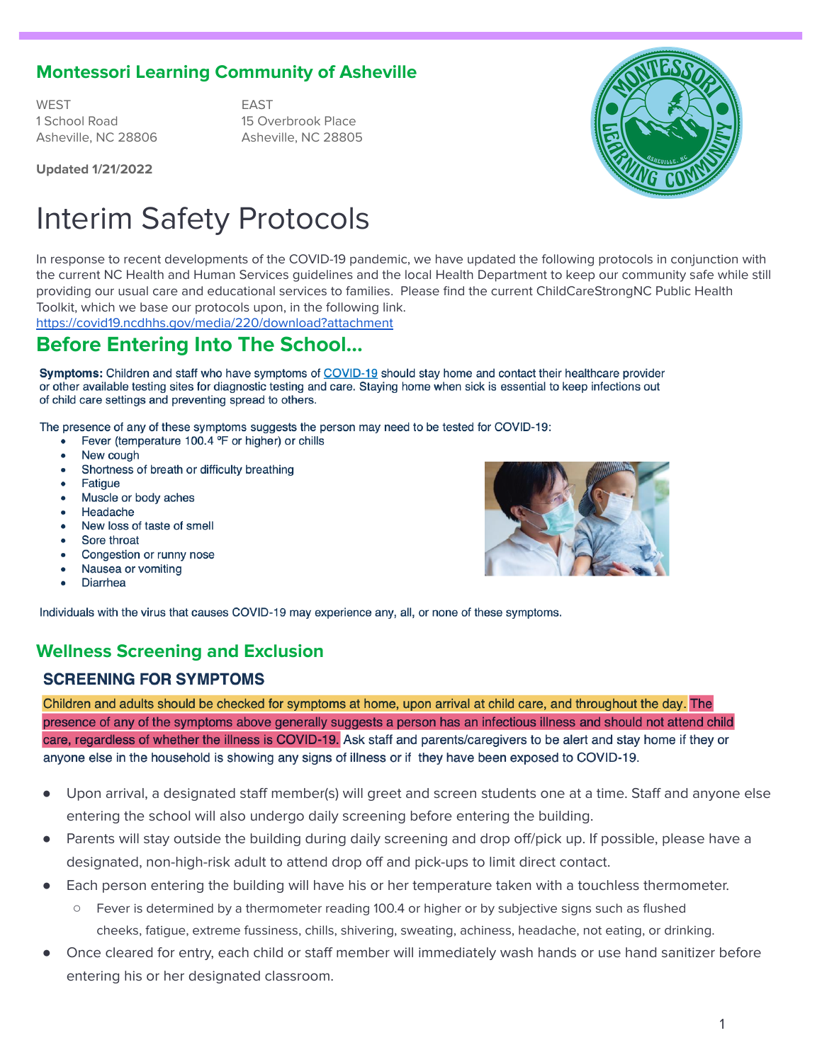## Montessori Learning Community of Asheville

WEST
1 School Road
Asheville, NC 28806

EAST
15 Overbrook Place
Asheville, NC 28805

**Updated 1/21/2022**

# Interim Safety Protocols

In response to recent developments of the COVID-19 pandemic, we have updated the following protocols in conjunction with the current NC Health and Human Services guidelines and the local Health Department to keep our community safe while still providing our usual care and educational services to families. Please find the current ChildCareStrongNC Public Health Toolkit, which we base our protocols upon, in the following link.
https://covid19.ncdhhs.gov/media/220/download?attachment

## Before Entering Into The School...

**Symptoms:** Children and staff who have symptoms of COVID-19 should stay home and contact their healthcare provider or other available testing sites for diagnostic testing and care. Staying home when sick is essential to keep infections out of child care settings and preventing spread to others.

The presence of any of these symptoms suggests the person may need to be tested for COVID-19:

- Fever (temperature 100.4 ºF or higher) or chills
- New cough
- Shortness of breath or difficulty breathing
- Fatigue
- Muscle or body aches
- Headache
- New loss of taste of smell
- Sore throat
- Congestion or runny nose
- Nausea or vomiting
- Diarrhea

Individuals with the virus that causes COVID-19 may experience any, all, or none of these symptoms.

### Wellness Screening and Exclusion

#### SCREENING FOR SYMPTOMS

Children and adults should be checked for symptoms at home, upon arrival at child care, and throughout the day. The presence of any of the symptoms above generally suggests a person has an infectious illness and should not attend child care, regardless of whether the illness is COVID-19. Ask staff and parents/caregivers to be alert and stay home if they or anyone else in the household is showing any signs of illness or if they have been exposed to COVID-19.

- Upon arrival, a designated staff member(s) will greet and screen students one at a time. Staff and anyone else entering the school will also undergo daily screening before entering the building.
- Parents will stay outside the building during daily screening and drop off/pick up. If possible, please have a designated, non-high-risk adult to attend drop off and pick-ups to limit direct contact.
- Each person entering the building will have his or her temperature taken with a touchless thermometer.
  - Fever is determined by a thermometer reading 100.4 or higher or by subjective signs such as flushed cheeks, fatigue, extreme fussiness, chills, shivering, sweating, achiness, headache, not eating, or drinking.
- Once cleared for entry, each child or staff member will immediately wash hands or use hand sanitizer before entering his or her designated classroom.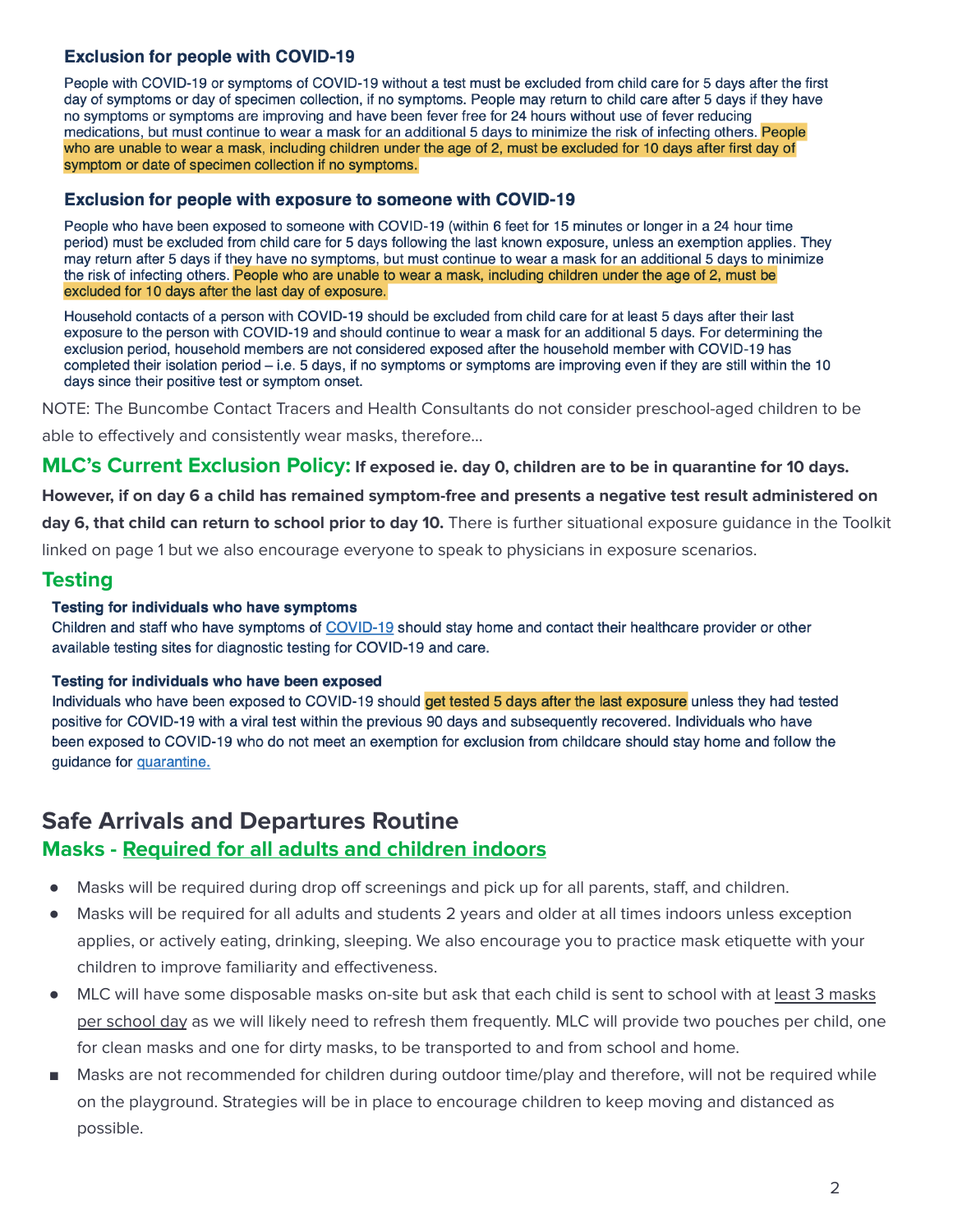### Exclusion for people with COVID-19

People with COVID-19 or symptoms of COVID-19 without a test must be excluded from child care for 5 days after the first day of symptoms or day of specimen collection, if no symptoms. People may return to child care after 5 days if they have no symptoms or symptoms are improving and have been fever free for 24 hours without use of fever reducing medications, but must continue to wear a mask for an additional 5 days to minimize the risk of infecting others. People who are unable to wear a mask, including children under the age of 2, must be excluded for 10 days after first day of symptom or date of specimen collection if no symptoms.

### Exclusion for people with exposure to someone with COVID-19

People who have been exposed to someone with COVID-19 (within 6 feet for 15 minutes or longer in a 24 hour time period) must be excluded from child care for 5 days following the last known exposure, unless an exemption applies. They may return after 5 days if they have no symptoms, but must continue to wear a mask for an additional 5 days to minimize the risk of infecting others. People who are unable to wear a mask, including children under the age of 2, must be excluded for 10 days after the last day of exposure.

Household contacts of a person with COVID-19 should be excluded from child care for at least 5 days after their last exposure to the person with COVID-19 and should continue to wear a mask for an additional 5 days. For determining the exclusion period, household members are not considered exposed after the household member with COVID-19 has completed their isolation period – i.e. 5 days, if no symptoms or symptoms are improving even if they are still within the 10 days since their positive test or symptom onset.

NOTE: The Buncombe Contact Tracers and Health Consultants do not consider preschool-aged children to be able to effectively and consistently wear masks, therefore...

**MLC's Current Exclusion Policy:** **If exposed ie. day 0, children are to be in quarantine for 10 days. However, if on day 6 a child has remained symptom-free and presents a negative test result administered on day 6, that child can return to school prior to day 10.** There is further situational exposure guidance in the Toolkit linked on page 1 but we also encourage everyone to speak to physicians in exposure scenarios.

## Testing

**Testing for individuals who have symptoms**

Children and staff who have symptoms of COVID-19 should stay home and contact their healthcare provider or other available testing sites for diagnostic testing for COVID-19 and care.

**Testing for individuals who have been exposed**

Individuals who have been exposed to COVID-19 should get tested 5 days after the last exposure unless they had tested positive for COVID-19 with a viral test within the previous 90 days and subsequently recovered. Individuals who have been exposed to COVID-19 who do not meet an exemption for exclusion from childcare should stay home and follow the guidance for quarantine.

## Safe Arrivals and Departures Routine

### Masks - Required for all adults and children indoors

- Masks will be required during drop off screenings and pick up for all parents, staff, and children.
- Masks will be required for all adults and students 2 years and older at all times indoors unless exception applies, or actively eating, drinking, sleeping. We also encourage you to practice mask etiquette with your children to improve familiarity and effectiveness.
- MLC will have some disposable masks on-site but ask that each child is sent to school with at least 3 masks per school day as we will likely need to refresh them frequently. MLC will provide two pouches per child, one for clean masks and one for dirty masks, to be transported to and from school and home.
- Masks are not recommended for children during outdoor time/play and therefore, will not be required while on the playground. Strategies will be in place to encourage children to keep moving and distanced as possible.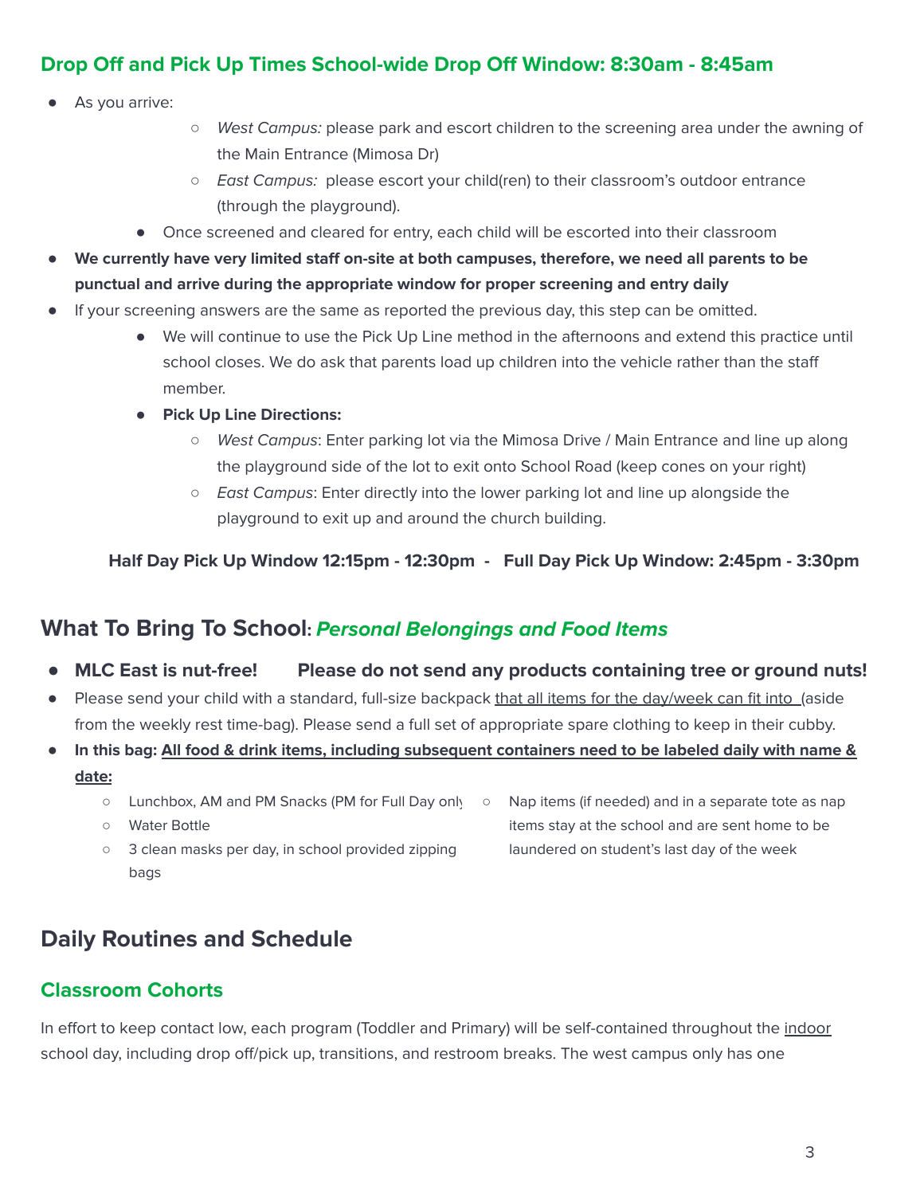### Drop Off and Pick Up Times School-wide Drop Off Window: 8:30am - 8:45am

- As you arrive:
    - *West Campus:* please park and escort children to the screening area under the awning of the Main Entrance (Mimosa Dr)
    - *East Campus:* please escort your child(ren) to their classroom's outdoor entrance (through the playground).
  - Once screened and cleared for entry, each child will be escorted into their classroom
- **We currently have very limited staff on-site at both campuses, therefore, we need all parents to be punctual and arrive during the appropriate window for proper screening and entry daily**
- If your screening answers are the same as reported the previous day, this step can be omitted.
  - We will continue to use the Pick Up Line method in the afternoons and extend this practice until school closes. We do ask that parents load up children into the vehicle rather than the staff member.
  - **Pick Up Line Directions:**
    - *West Campus*: Enter parking lot via the Mimosa Drive / Main Entrance and line up along the playground side of the lot to exit onto School Road (keep cones on your right)
    - *East Campus*: Enter directly into the lower parking lot and line up alongside the playground to exit up and around the church building.

**Half Day Pick Up Window 12:15pm - 12:30pm - Full Day Pick Up Window: 2:45pm - 3:30pm**

## What To Bring To School: *Personal Belongings and Food Items*

- **MLC East is nut-free! Please do not send any products containing tree or ground nuts!**
- Please send your child with a standard, full-size backpack that all items for the day/week can fit into (aside from the weekly rest time-bag). Please send a full set of appropriate spare clothing to keep in their cubby.
- **In this bag: All food & drink items, including subsequent containers need to be labeled daily with name & date:**
  - Lunchbox, AM and PM Snacks (PM for Full Day only)
  - Water Bottle
  - 3 clean masks per day, in school provided zipping bags
  - Nap items (if needed) and in a separate tote as nap items stay at the school and are sent home to be laundered on student's last day of the week

## Daily Routines and Schedule

### Classroom Cohorts

In effort to keep contact low, each program (Toddler and Primary) will be self-contained throughout the indoor school day, including drop off/pick up, transitions, and restroom breaks. The west campus only has one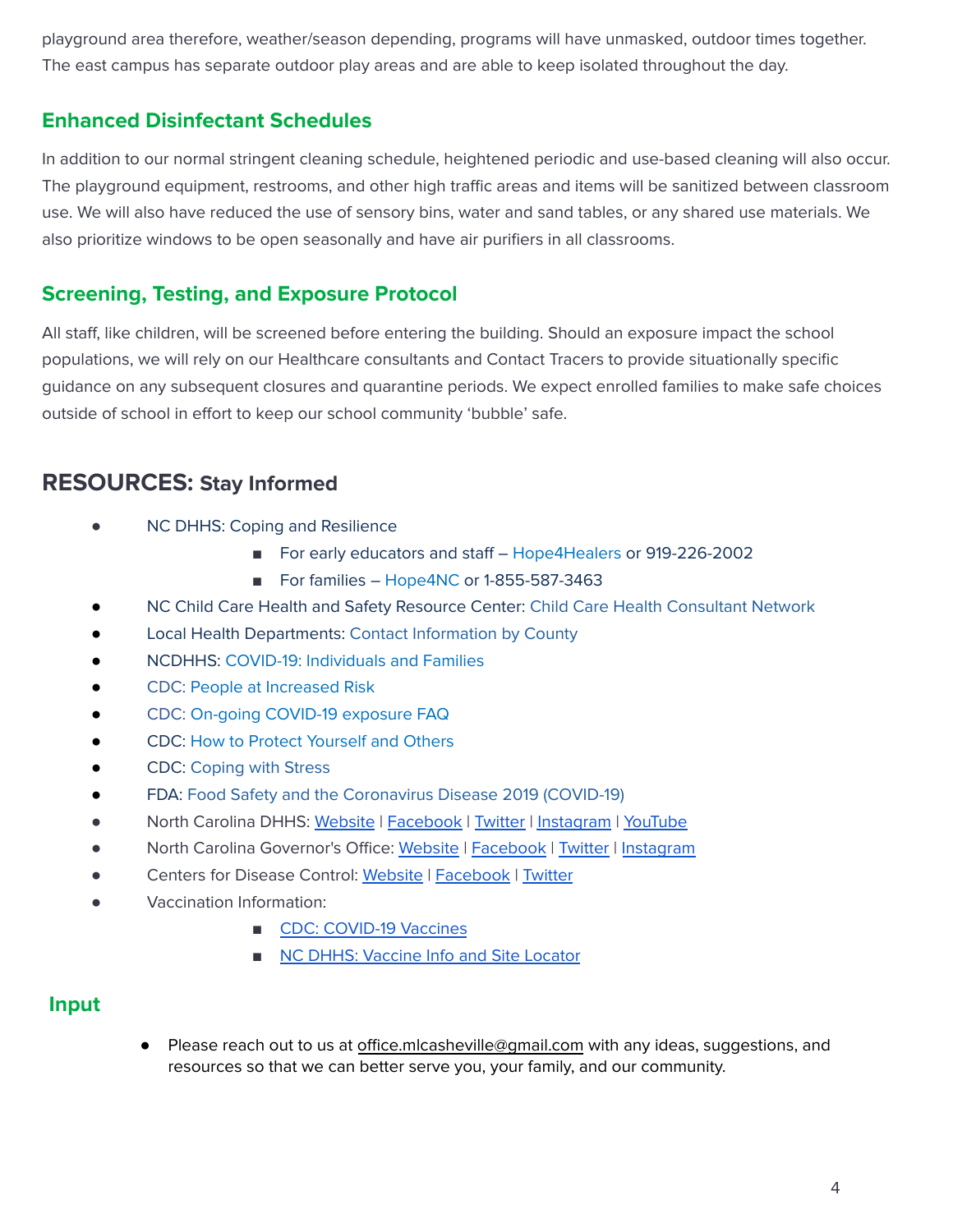playground area therefore, weather/season depending, programs will have unmasked, outdoor times together. The east campus has separate outdoor play areas and are able to keep isolated throughout the day.

### Enhanced Disinfectant Schedules

In addition to our normal stringent cleaning schedule, heightened periodic and use-based cleaning will also occur. The playground equipment, restrooms, and other high traffic areas and items will be sanitized between classroom use. We will also have reduced the use of sensory bins, water and sand tables, or any shared use materials. We also prioritize windows to be open seasonally and have air purifiers in all classrooms.

### Screening, Testing, and Exposure Protocol

All staff, like children, will be screened before entering the building. Should an exposure impact the school populations, we will rely on our Healthcare consultants and Contact Tracers to provide situationally specific guidance on any subsequent closures and quarantine periods. We expect enrolled families to make safe choices outside of school in effort to keep our school community 'bubble' safe.

## RESOURCES: Stay Informed

- NC DHHS: Coping and Resilience
  - For early educators and staff – Hope4Healers or 919-226-2002
  - For families – Hope4NC or 1-855-587-3463
- NC Child Care Health and Safety Resource Center: Child Care Health Consultant Network
- Local Health Departments: Contact Information by County
- NCDHHS: COVID-19: Individuals and Families
- CDC: People at Increased Risk
- CDC: On-going COVID-19 exposure FAQ
- CDC: How to Protect Yourself and Others
- CDC: Coping with Stress
- FDA: Food Safety and the Coronavirus Disease 2019 (COVID-19)
- North Carolina DHHS: Website | Facebook | Twitter | Instagram | YouTube
- North Carolina Governor's Office: Website | Facebook | Twitter | Instagram
- Centers for Disease Control: Website | Facebook | Twitter
- Vaccination Information:
  - CDC: COVID-19 Vaccines
  - NC DHHS: Vaccine Info and Site Locator

### Input

- Please reach out to us at office.mlcasheville@gmail.com with any ideas, suggestions, and resources so that we can better serve you, your family, and our community.